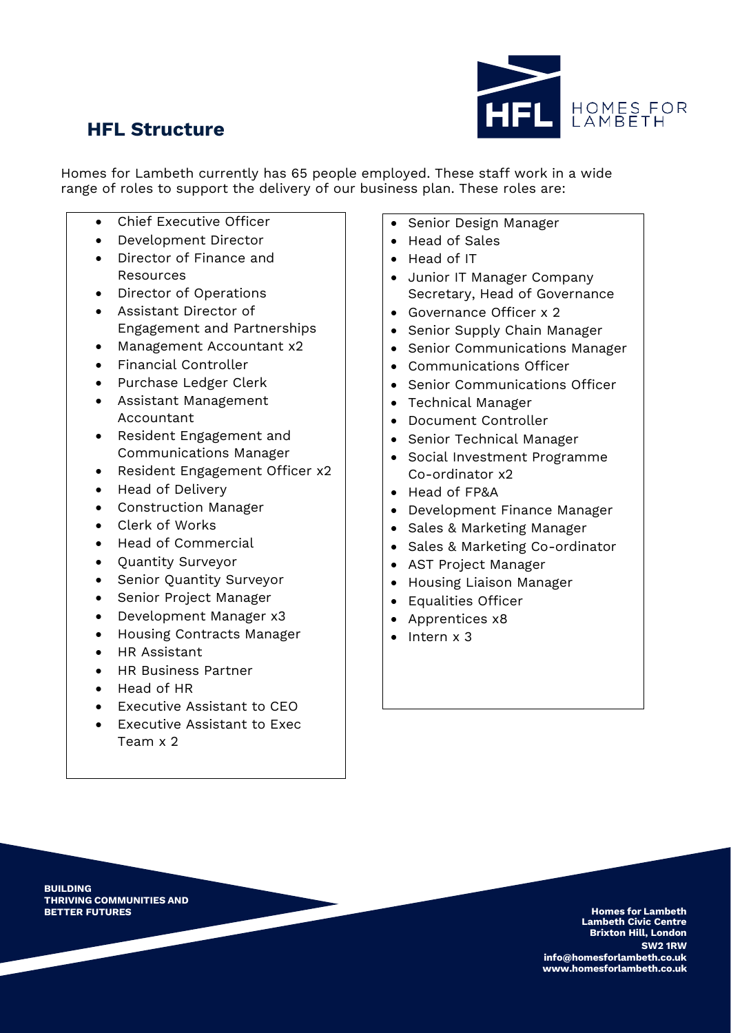# HFL Structure

HOMES FOR LAMBETH

Homes for Lambeth currently has 65 people employed. These staff work in a wide range of roles to support the delivery of our business plan. These roles are:

- Chief Executive Officer
- Development Director
- Director of Finance and Resources
- Director of Operations
- Assistant Director of Engagement and Partnerships
- Management Accountant x2
- Financial Controller
- Purchase Ledger Clerk
- Assistant Management Accountant
- Resident Engagement and Communications Manager
- Resident Engagement Officer x2
- Head of Delivery
- Construction Manager
- Clerk of Works
- Head of Commercial
- Quantity Surveyor
- Senior Quantity Surveyor
- Senior Project Manager
- Development Manager x3
- Housing Contracts Manager
- HR Assistant
- HR Business Partner
- Head of HR
- Executive Assistant to CEO
- Executive Assistant to Exec Team x 2

- Senior Design Manager
- Head of Sales
- Head of IT
- Junior IT Manager Company Secretary, Head of Governance
- Governance Officer x 2
- Senior Supply Chain Manager
- Senior Communications Manager
- Communications Officer
- Senior Communications Officer
- Technical Manager
- Document Controller
- Senior Technical Manager
- Social Investment Programme Co-ordinator x2
- Head of FP&A
- Development Finance Manager
- Sales & Marketing Manager
- Sales & Marketing Co-ordinator
- AST Project Manager
- Housing Liaison Manager
- Equalities Officer
- Apprentices x8
- Intern x 3

**BUILDING THRIVING COMMUNITIES AND BETTER FUTURES**

**Homes for Lambeth**
**Lambeth Civic Centre**
**Brixton Hill, London**
**SW2 1RW**
**info@homesforlambeth.co.uk**
**www.homesforlambeth.co.uk**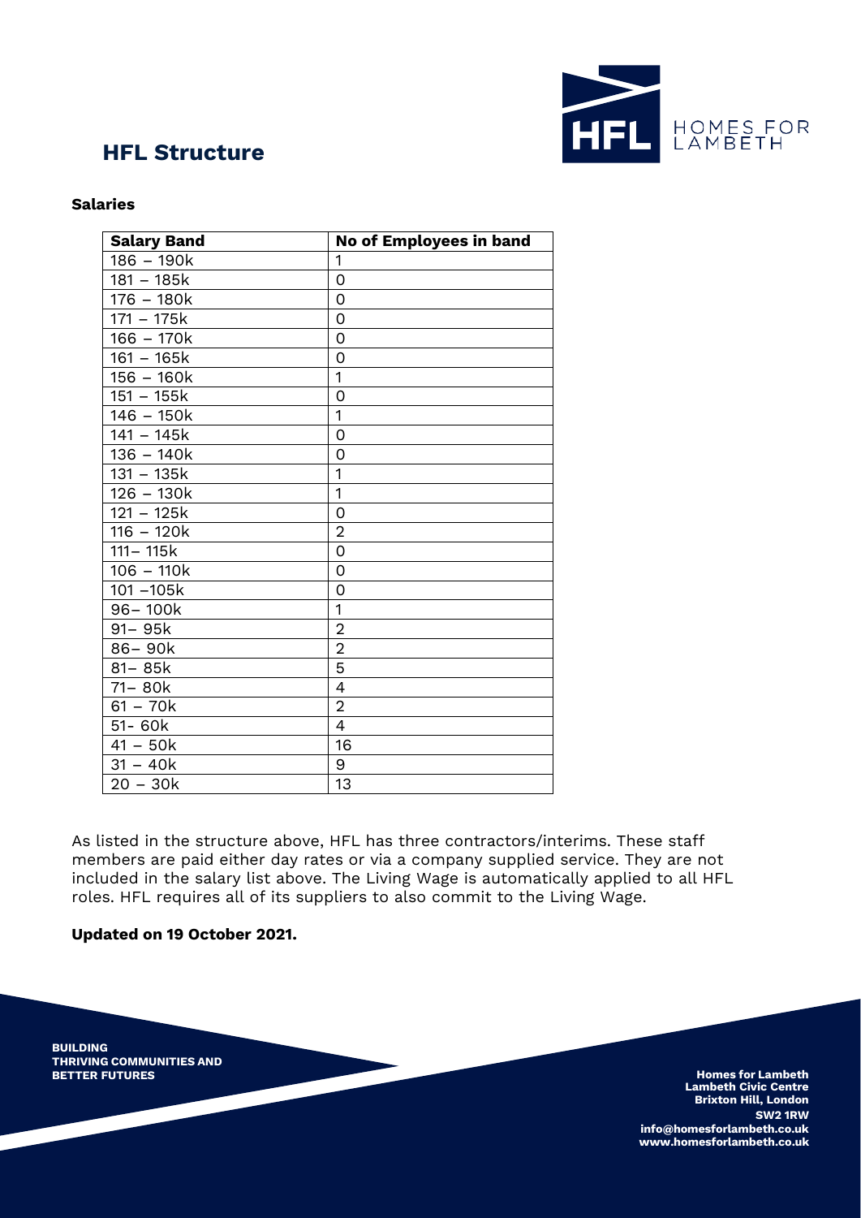## HFL Structure

**Salaries**

| Salary Band | No of Employees in band |
| --- | --- |
| 186 – 190k | 1 |
| 181 – 185k | 0 |
| 176 – 180k | 0 |
| 171 – 175k | 0 |
| 166 – 170k | 0 |
| 161 – 165k | 0 |
| 156 – 160k | 1 |
| 151 – 155k | 0 |
| 146 – 150k | 1 |
| 141 – 145k | 0 |
| 136 – 140k | 0 |
| 131 – 135k | 1 |
| 126 – 130k | 1 |
| 121 – 125k | 0 |
| 116 – 120k | 2 |
| 111– 115k | 0 |
| 106 – 110k | 0 |
| 101 –105k | 0 |
| 96– 100k | 1 |
| 91– 95k | 2 |
| 86– 90k | 2 |
| 81– 85k | 5 |
| 71– 80k | 4 |
| 61 – 70k | 2 |
| 51- 60k | 4 |
| 41 – 50k | 16 |
| 31 – 40k | 9 |
| 20 – 30k | 13 |

As listed in the structure above, HFL has three contractors/interims. These staff members are paid either day rates or via a company supplied service. They are not included in the salary list above. The Living Wage is automatically applied to all HFL roles. HFL requires all of its suppliers to also commit to the Living Wage.

**Updated on 19 October 2021.**

**BUILDING THRIVING COMMUNITIES AND BETTER FUTURES**

**Homes for Lambeth**
**Lambeth Civic Centre**
**Brixton Hill, London**
**SW2 1RW**
**info@homesforlambeth.co.uk**
**www.homesforlambeth.co.uk**